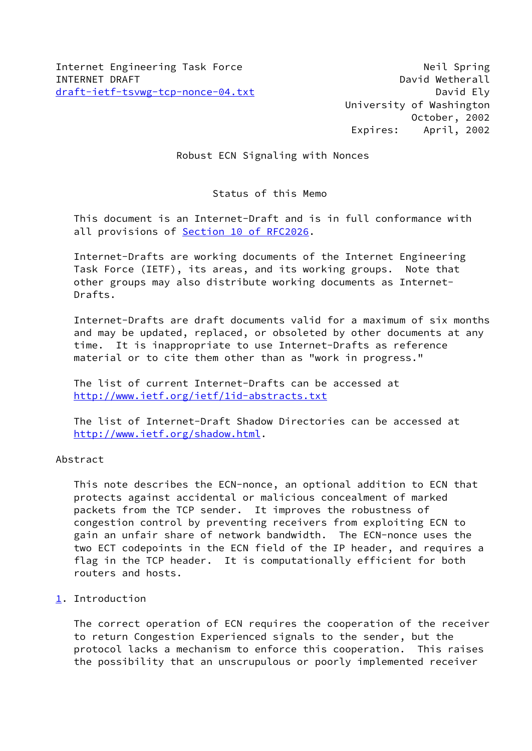Internet Engineering Task Force — Neil Spring
INTERNET DRAFT — David Wetherall
draft-ietf-tsvwg-tcp-nonce-04.txt — David Ely
University of Washington
October, 2002
Expires: April, 2002

# Robust ECN Signaling with Nonces

## Status of this Memo

This document is an Internet-Draft and is in full conformance with all provisions of Section 10 of RFC2026.

Internet-Drafts are working documents of the Internet Engineering Task Force (IETF), its areas, and its working groups. Note that other groups may also distribute working documents as Internet-Drafts.

Internet-Drafts are draft documents valid for a maximum of six months and may be updated, replaced, or obsoleted by other documents at any time. It is inappropriate to use Internet-Drafts as reference material or to cite them other than as "work in progress."

The list of current Internet-Drafts can be accessed at http://www.ietf.org/ietf/1id-abstracts.txt

The list of Internet-Draft Shadow Directories can be accessed at http://www.ietf.org/shadow.html.

## Abstract

This note describes the ECN-nonce, an optional addition to ECN that protects against accidental or malicious concealment of marked packets from the TCP sender. It improves the robustness of congestion control by preventing receivers from exploiting ECN to gain an unfair share of network bandwidth. The ECN-nonce uses the two ECT codepoints in the ECN field of the IP header, and requires a flag in the TCP header. It is computationally efficient for both routers and hosts.

## 1. Introduction

The correct operation of ECN requires the cooperation of the receiver to return Congestion Experienced signals to the sender, but the protocol lacks a mechanism to enforce this cooperation. This raises the possibility that an unscrupulous or poorly implemented receiver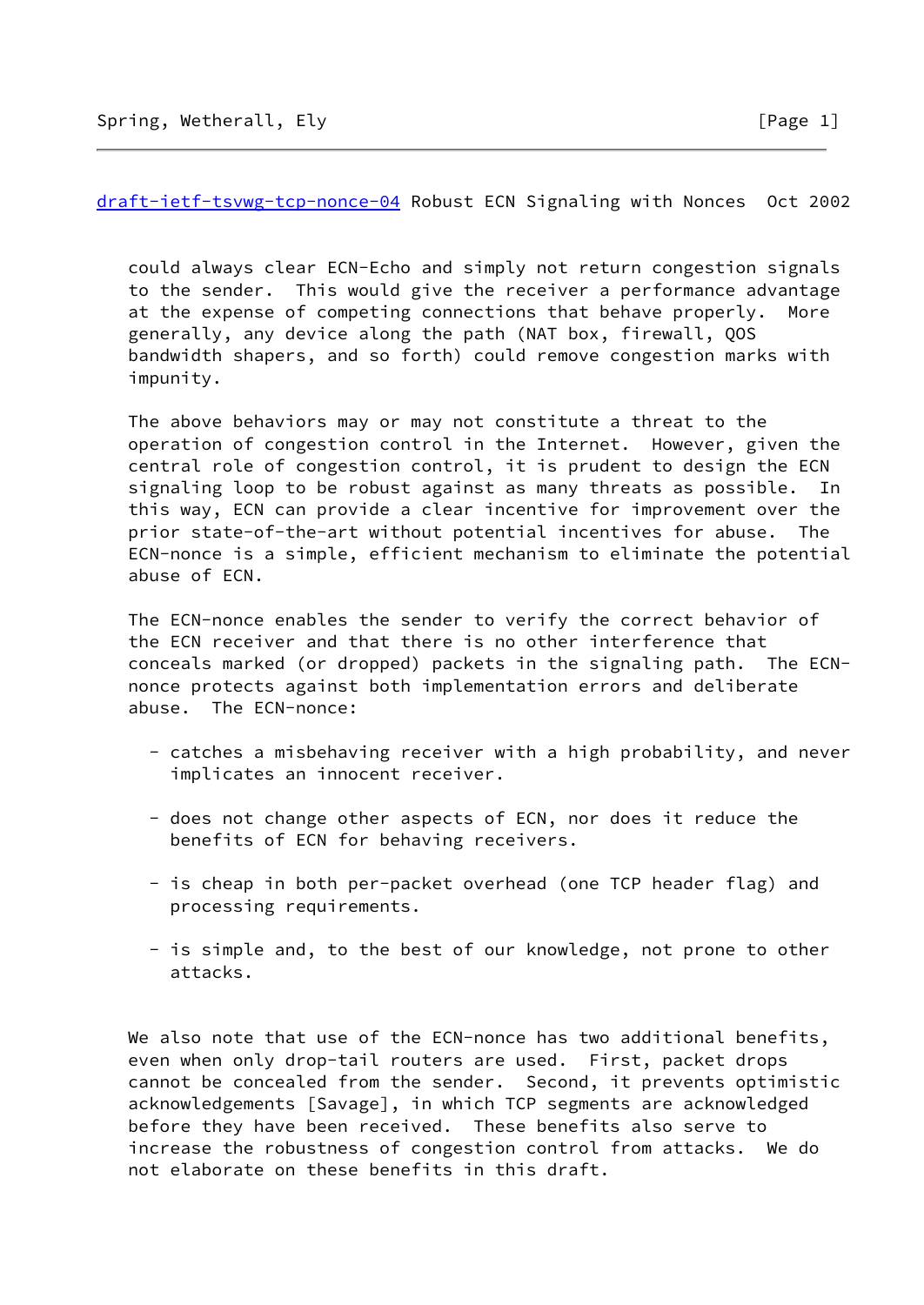could always clear ECN-Echo and simply not return congestion signals to the sender. This would give the receiver a performance advantage at the expense of competing connections that behave properly. More generally, any device along the path (NAT box, firewall, QOS bandwidth shapers, and so forth) could remove congestion marks with impunity.

The above behaviors may or may not constitute a threat to the operation of congestion control in the Internet. However, given the central role of congestion control, it is prudent to design the ECN signaling loop to be robust against as many threats as possible. In this way, ECN can provide a clear incentive for improvement over the prior state-of-the-art without potential incentives for abuse. The ECN-nonce is a simple, efficient mechanism to eliminate the potential abuse of ECN.

The ECN-nonce enables the sender to verify the correct behavior of the ECN receiver and that there is no other interference that conceals marked (or dropped) packets in the signaling path. The ECN-nonce protects against both implementation errors and deliberate abuse. The ECN-nonce:

- catches a misbehaving receiver with a high probability, and never implicates an innocent receiver.
- does not change other aspects of ECN, nor does it reduce the benefits of ECN for behaving receivers.
- is cheap in both per-packet overhead (one TCP header flag) and processing requirements.
- is simple and, to the best of our knowledge, not prone to other attacks.

We also note that use of the ECN-nonce has two additional benefits, even when only drop-tail routers are used. First, packet drops cannot be concealed from the sender. Second, it prevents optimistic acknowledgements [Savage], in which TCP segments are acknowledged before they have been received. These benefits also serve to increase the robustness of congestion control from attacks. We do not elaborate on these benefits in this draft.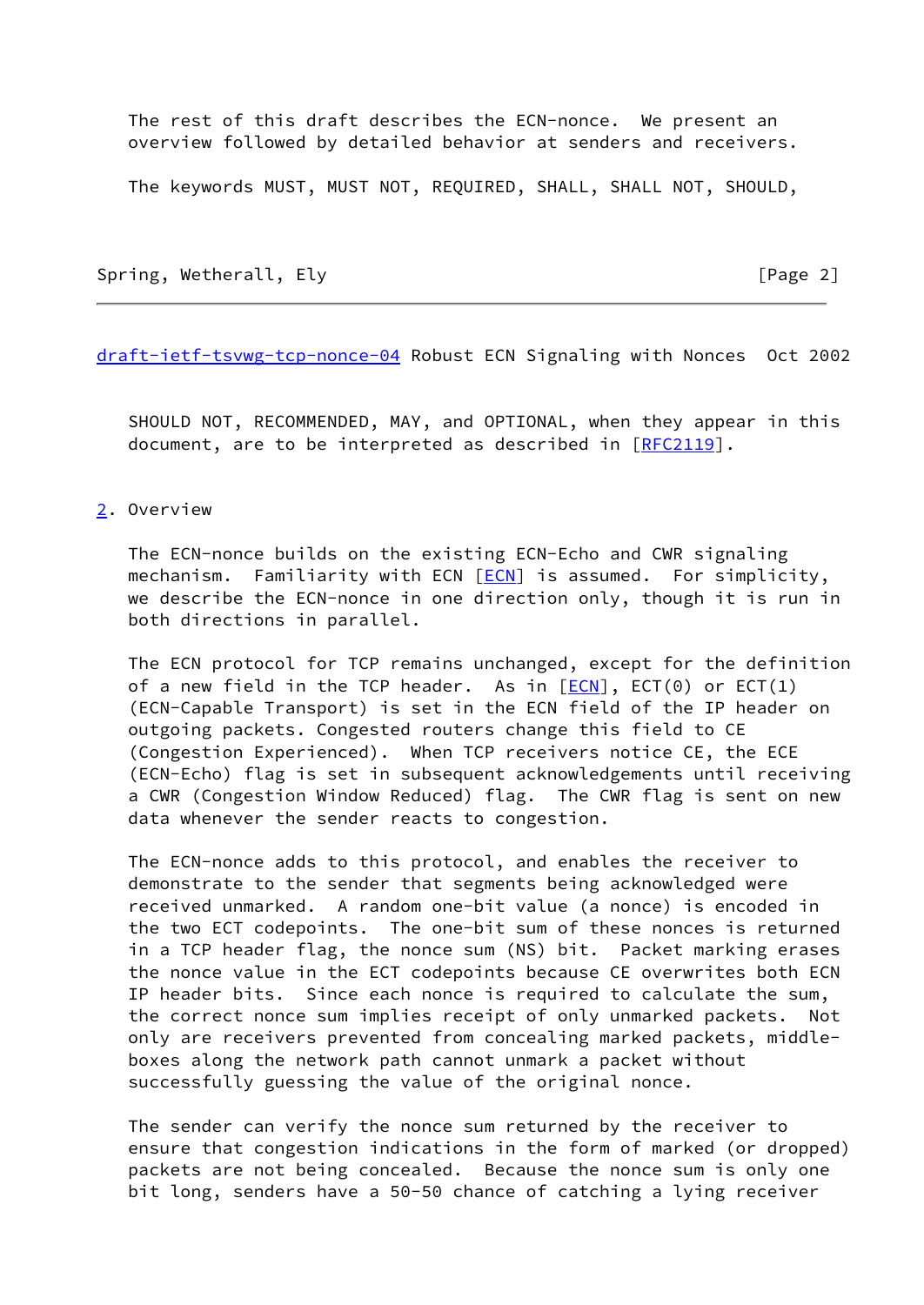The rest of this draft describes the ECN-nonce. We present an overview followed by detailed behavior at senders and receivers.

The keywords MUST, MUST NOT, REQUIRED, SHALL, SHALL NOT, SHOULD, SHOULD NOT, RECOMMENDED, MAY, and OPTIONAL, when they appear in this document, are to be interpreted as described in [RFC2119].

## 2. Overview

The ECN-nonce builds on the existing ECN-Echo and CWR signaling mechanism. Familiarity with ECN [ECN] is assumed. For simplicity, we describe the ECN-nonce in one direction only, though it is run in both directions in parallel.

The ECN protocol for TCP remains unchanged, except for the definition of a new field in the TCP header. As in [ECN], ECT(0) or ECT(1) (ECN-Capable Transport) is set in the ECN field of the IP header on outgoing packets. Congested routers change this field to CE (Congestion Experienced). When TCP receivers notice CE, the ECE (ECN-Echo) flag is set in subsequent acknowledgements until receiving a CWR (Congestion Window Reduced) flag. The CWR flag is sent on new data whenever the sender reacts to congestion.

The ECN-nonce adds to this protocol, and enables the receiver to demonstrate to the sender that segments being acknowledged were received unmarked. A random one-bit value (a nonce) is encoded in the two ECT codepoints. The one-bit sum of these nonces is returned in a TCP header flag, the nonce sum (NS) bit. Packet marking erases the nonce value in the ECT codepoints because CE overwrites both ECN IP header bits. Since each nonce is required to calculate the sum, the correct nonce sum implies receipt of only unmarked packets. Not only are receivers prevented from concealing marked packets, middle-boxes along the network path cannot unmark a packet without successfully guessing the value of the original nonce.

The sender can verify the nonce sum returned by the receiver to ensure that congestion indications in the form of marked (or dropped) packets are not being concealed. Because the nonce sum is only one bit long, senders have a 50-50 chance of catching a lying receiver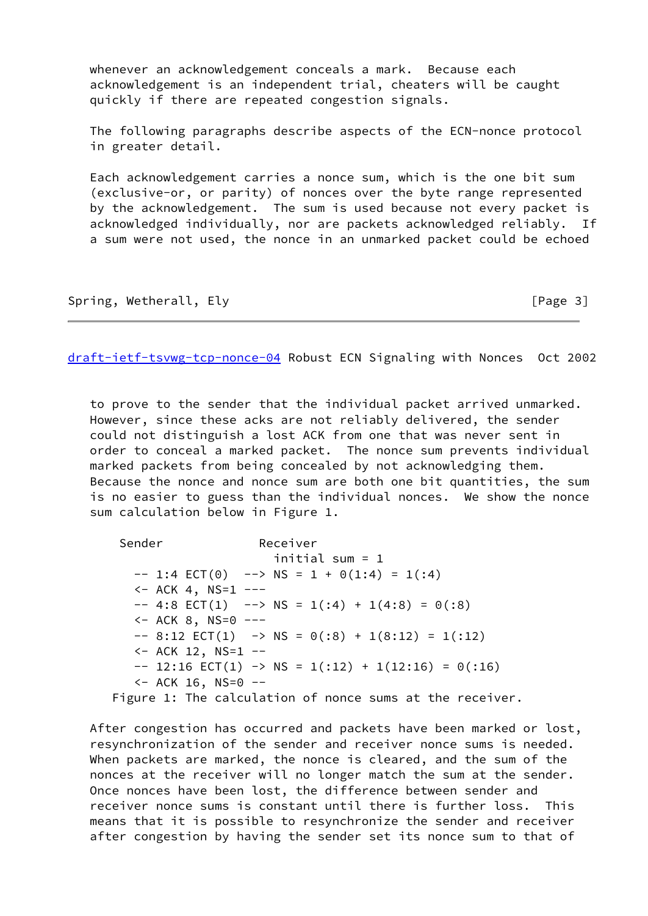whenever an acknowledgement conceals a mark. Because each acknowledgement is an independent trial, cheaters will be caught quickly if there are repeated congestion signals.

The following paragraphs describe aspects of the ECN-nonce protocol in greater detail.

Each acknowledgement carries a nonce sum, which is the one bit sum (exclusive-or, or parity) of nonces over the byte range represented by the acknowledgement. The sum is used because not every packet is acknowledged individually, nor are packets acknowledged reliably. If a sum were not used, the nonce in an unmarked packet could be echoed to prove to the sender that the individual packet arrived unmarked. However, since these acks are not reliably delivered, the sender could not distinguish a lost ACK from one that was never sent in order to conceal a marked packet. The nonce sum prevents individual marked packets from being concealed by not acknowledging them. Because the nonce and nonce sum are both one bit quantities, the sum is no easier to guess than the individual nonces. We show the nonce sum calculation below in Figure 1.

```
    Sender              Receiver
                          initial sum = 1
      -- 1:4 ECT(0)  --> NS = 1 + 0(1:4) = 1(:4)
      <- ACK 4, NS=1 ---
      -- 4:8 ECT(1)  --> NS = 1(:4) + 1(4:8) = 0(:8)
      <- ACK 8, NS=0 ---
      -- 8:12 ECT(1)  -> NS = 0(:8) + 1(8:12) = 1(:12)
      <- ACK 12, NS=1 --
      -- 12:16 ECT(1) -> NS = 1(:12) + 1(12:16) = 0(:16)
      <- ACK 16, NS=0 --
```

Figure 1: The calculation of nonce sums at the receiver.

After congestion has occurred and packets have been marked or lost, resynchronization of the sender and receiver nonce sums is needed. When packets are marked, the nonce is cleared, and the sum of the nonces at the receiver will no longer match the sum at the sender. Once nonces have been lost, the difference between sender and receiver nonce sums is constant until there is further loss. This means that it is possible to resynchronize the sender and receiver after congestion by having the sender set its nonce sum to that of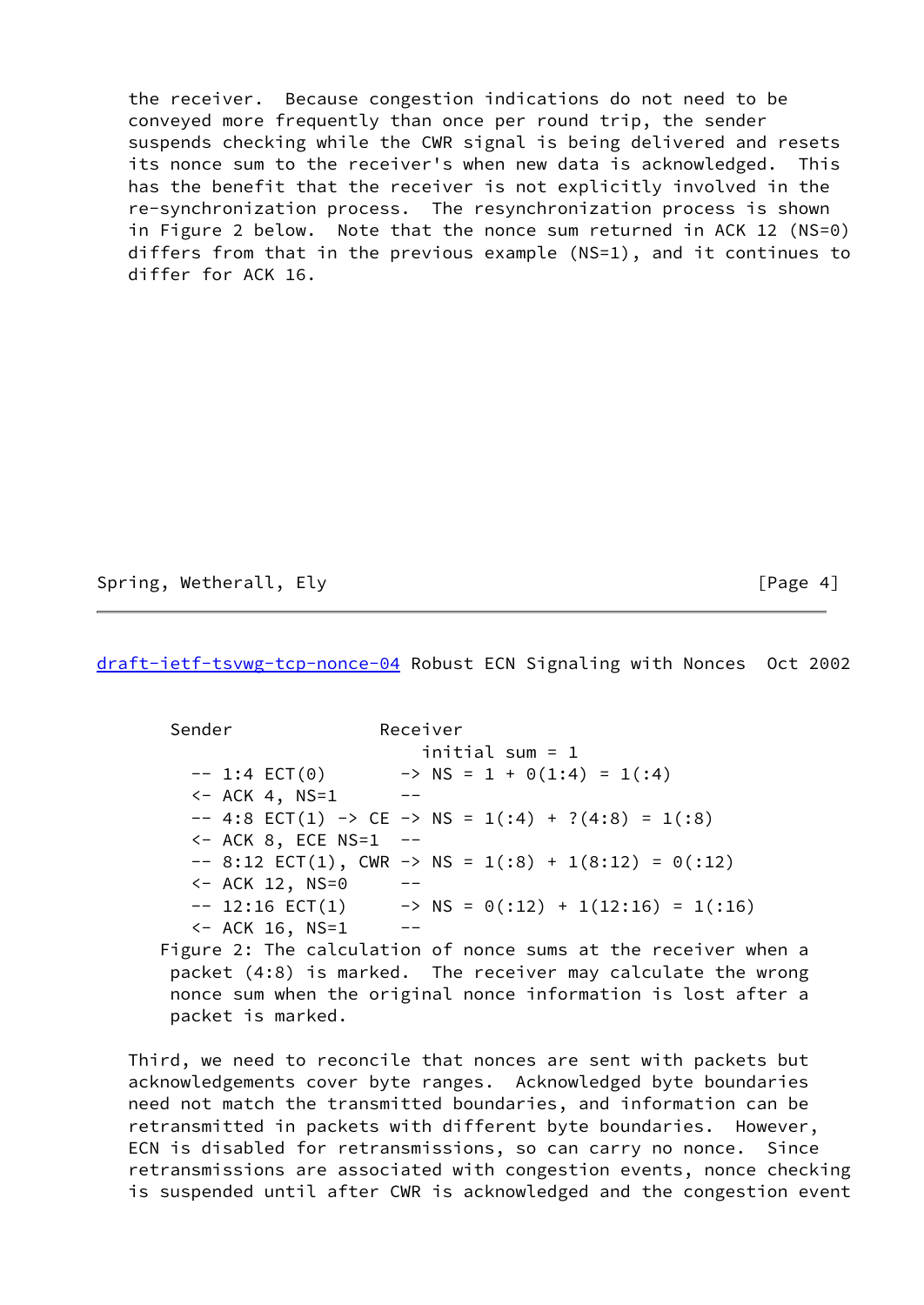the receiver. Because congestion indications do not need to be conveyed more frequently than once per round trip, the sender suspends checking while the CWR signal is being delivered and resets its nonce sum to the receiver's when new data is acknowledged. This has the benefit that the receiver is not explicitly involved in the re-synchronization process. The resynchronization process is shown in Figure 2 below. Note that the nonce sum returned in ACK 12 (NS=0) differs from that in the previous example (NS=1), and it continues to differ for ACK 16.

```
    Sender              Receiver
                          initial sum = 1
      -- 1:4 ECT(0)       -> NS = 1 + 0(1:4) = 1(:4)
      <- ACK 4, NS=1      --
      -- 4:8 ECT(1) -> CE -> NS = 1(:4) + ?(4:8) = 1(:8)
      <- ACK 8, ECE NS=1  --
      -- 8:12 ECT(1), CWR -> NS = 1(:8) + 1(8:12) = 0(:12)
      <- ACK 12, NS=0     --
      -- 12:16 ECT(1)     -> NS = 0(:12) + 1(12:16) = 1(:16)
      <- ACK 16, NS=1     --
```

Figure 2: The calculation of nonce sums at the receiver when a packet (4:8) is marked. The receiver may calculate the wrong nonce sum when the original nonce information is lost after a packet is marked.

Third, we need to reconcile that nonces are sent with packets but acknowledgements cover byte ranges. Acknowledged byte boundaries need not match the transmitted boundaries, and information can be retransmitted in packets with different byte boundaries. However, ECN is disabled for retransmissions, so can carry no nonce. Since retransmissions are associated with congestion events, nonce checking is suspended until after CWR is acknowledged and the congestion event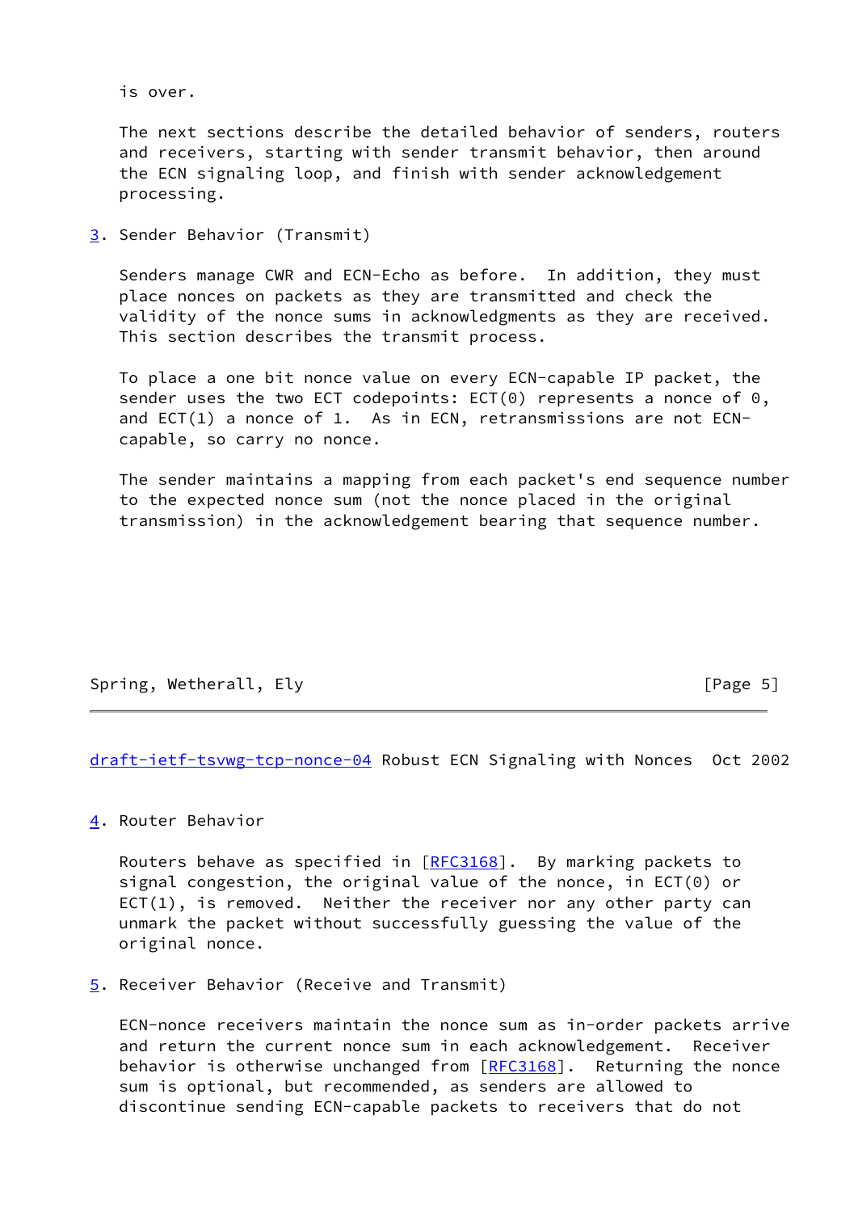is over.

The next sections describe the detailed behavior of senders, routers and receivers, starting with sender transmit behavior, then around the ECN signaling loop, and finish with sender acknowledgement processing.

## 3. Sender Behavior (Transmit)

Senders manage CWR and ECN-Echo as before. In addition, they must place nonces on packets as they are transmitted and check the validity of the nonce sums in acknowledgments as they are received. This section describes the transmit process.

To place a one bit nonce value on every ECN-capable IP packet, the sender uses the two ECT codepoints: ECT(0) represents a nonce of 0, and ECT(1) a nonce of 1. As in ECN, retransmissions are not ECN-capable, so carry no nonce.

The sender maintains a mapping from each packet's end sequence number to the expected nonce sum (not the nonce placed in the original transmission) in the acknowledgement bearing that sequence number.

## 4. Router Behavior

Routers behave as specified in [RFC3168]. By marking packets to signal congestion, the original value of the nonce, in ECT(0) or ECT(1), is removed. Neither the receiver nor any other party can unmark the packet without successfully guessing the value of the original nonce.

## 5. Receiver Behavior (Receive and Transmit)

ECN-nonce receivers maintain the nonce sum as in-order packets arrive and return the current nonce sum in each acknowledgement. Receiver behavior is otherwise unchanged from [RFC3168]. Returning the nonce sum is optional, but recommended, as senders are allowed to discontinue sending ECN-capable packets to receivers that do not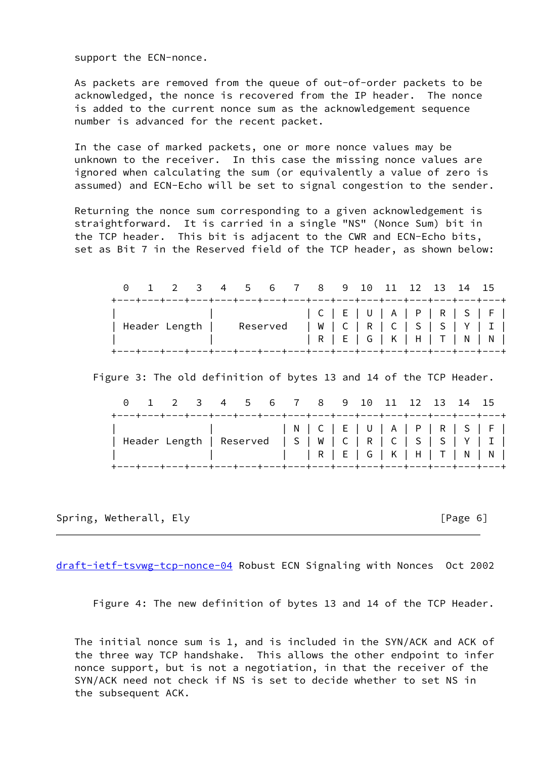support the ECN-nonce.

As packets are removed from the queue of out-of-order packets to be acknowledged, the nonce is recovered from the IP header. The nonce is added to the current nonce sum as the acknowledgement sequence number is advanced for the recent packet.

In the case of marked packets, one or more nonce values may be unknown to the receiver. In this case the missing nonce values are ignored when calculating the sum (or equivalently a value of zero is assumed) and ECN-Echo will be set to signal congestion to the sender.

Returning the nonce sum corresponding to a given acknowledgement is straightforward. It is carried in a single "NS" (Nonce Sum) bit in the TCP header. This bit is adjacent to the CWR and ECN-Echo bits, set as Bit 7 in the Reserved field of the TCP header, as shown below:

```
  0   1   2   3   4   5   6   7   8   9  10  11  12  13  14  15
+---+---+---+---+---+---+---+---+---+---+---+---+---+---+---+---+
|               |                       | C | E | U | A | P | R | S | F |
| Header Length |        Reserved       | W | C | R | C | S | S | Y | I |
|               |                       | R | E | G | K | H | T | N | N |
+---+---+---+---+---+---+---+---+---+---+---+---+---+---+---+---+
```

Figure 3: The old definition of bytes 13 and 14 of the TCP Header.

```
  0   1   2   3   4   5   6   7   8   9  10  11  12  13  14  15
+---+---+---+---+---+---+---+---+---+---+---+---+---+---+---+---+
|               |               | N | C | E | U | A | P | R | S | F |
| Header Length |    Reserved   | S | W | C | R | C | S | S | Y | I |
|               |               |   | R | E | G | K | H | T | N | N |
+---+---+---+---+---+---+---+---+---+---+---+---+---+---+---+---+
```

Figure 4: The new definition of bytes 13 and 14 of the TCP Header.

The initial nonce sum is 1, and is included in the SYN/ACK and ACK of the three way TCP handshake. This allows the other endpoint to infer nonce support, but is not a negotiation, in that the receiver of the SYN/ACK need not check if NS is set to decide whether to set NS in the subsequent ACK.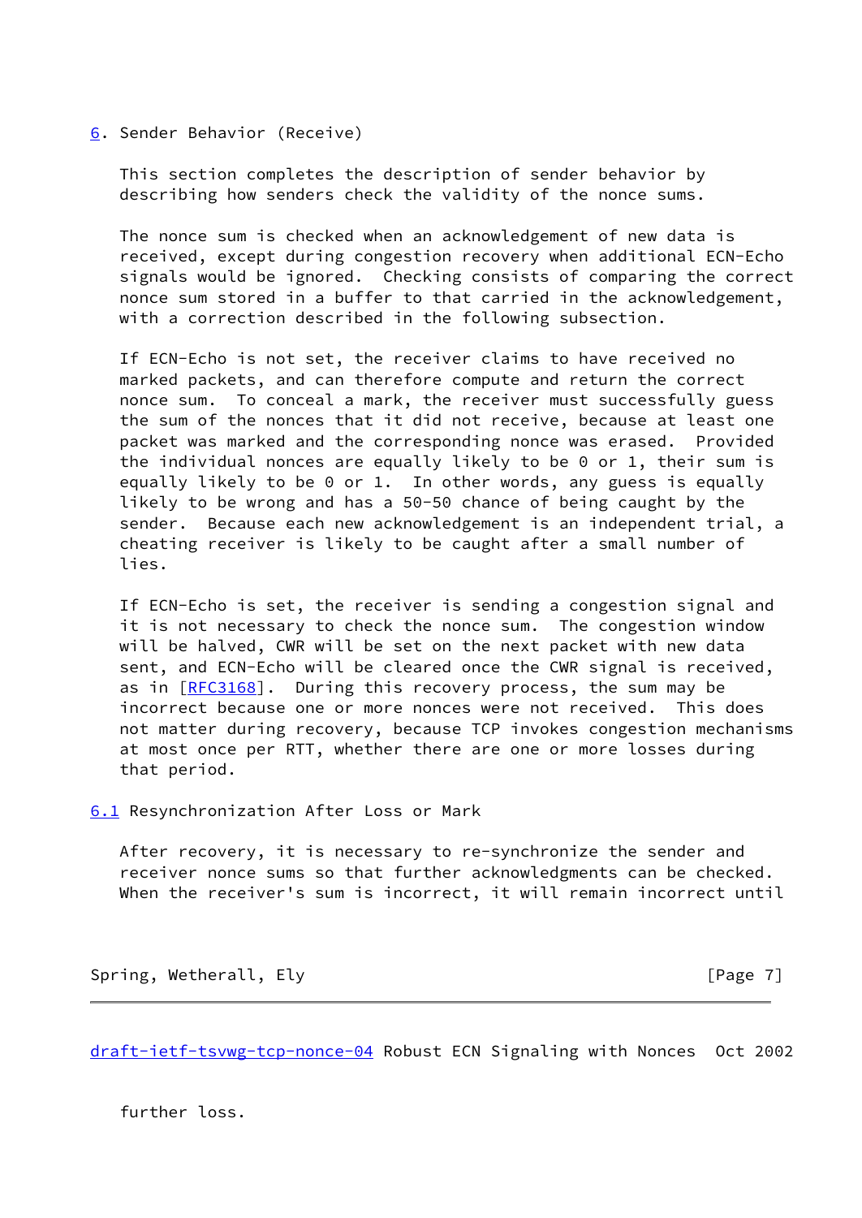## 6. Sender Behavior (Receive)

This section completes the description of sender behavior by describing how senders check the validity of the nonce sums.

The nonce sum is checked when an acknowledgement of new data is received, except during congestion recovery when additional ECN-Echo signals would be ignored. Checking consists of comparing the correct nonce sum stored in a buffer to that carried in the acknowledgement, with a correction described in the following subsection.

If ECN-Echo is not set, the receiver claims to have received no marked packets, and can therefore compute and return the correct nonce sum. To conceal a mark, the receiver must successfully guess the sum of the nonces that it did not receive, because at least one packet was marked and the corresponding nonce was erased. Provided the individual nonces are equally likely to be 0 or 1, their sum is equally likely to be 0 or 1. In other words, any guess is equally likely to be wrong and has a 50-50 chance of being caught by the sender. Because each new acknowledgement is an independent trial, a cheating receiver is likely to be caught after a small number of lies.

If ECN-Echo is set, the receiver is sending a congestion signal and it is not necessary to check the nonce sum. The congestion window will be halved, CWR will be set on the next packet with new data sent, and ECN-Echo will be cleared once the CWR signal is received, as in [RFC3168]. During this recovery process, the sum may be incorrect because one or more nonces were not received. This does not matter during recovery, because TCP invokes congestion mechanisms at most once per RTT, whether there are one or more losses during that period.

### 6.1 Resynchronization After Loss or Mark

After recovery, it is necessary to re-synchronize the sender and receiver nonce sums so that further acknowledgments can be checked. When the receiver's sum is incorrect, it will remain incorrect until further loss.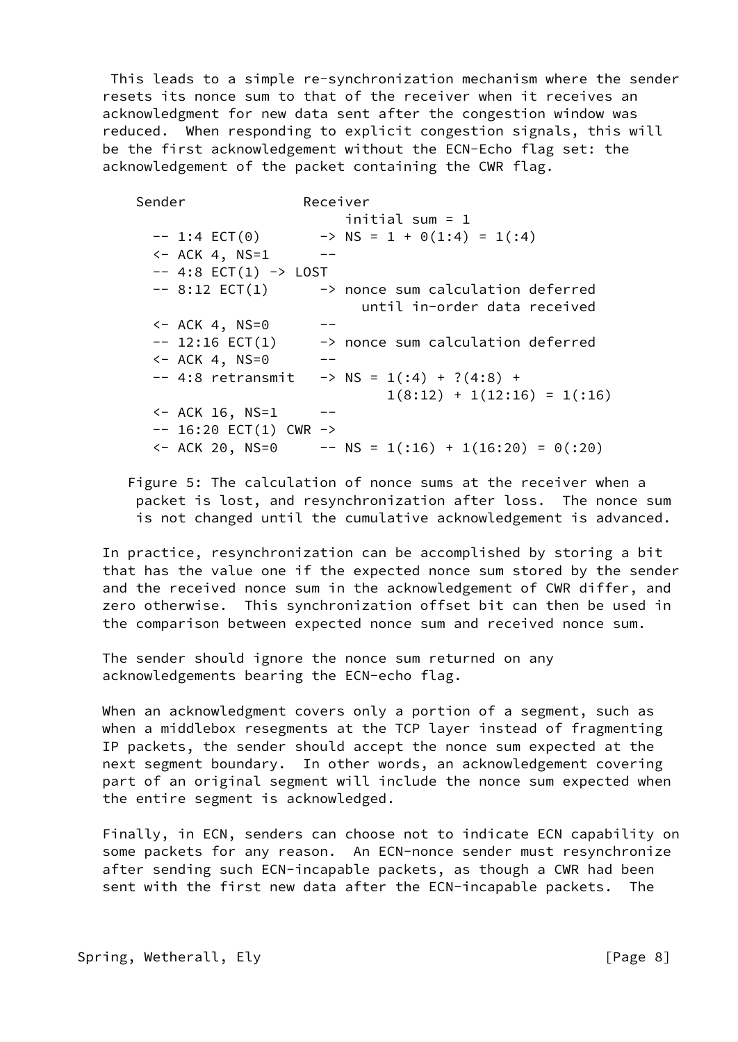This leads to a simple re-synchronization mechanism where the sender resets its nonce sum to that of the receiver when it receives an acknowledgment for new data sent after the congestion window was reduced. When responding to explicit congestion signals, this will be the first acknowledgement without the ECN-Echo flag set: the acknowledgement of the packet containing the CWR flag.

```
     Sender              Receiver
                              initial sum = 1
       -- 1:4 ECT(0)       -> NS = 1 + 0(1:4) = 1(:4)
       <- ACK 4, NS=1      --
       -- 4:8 ECT(1) -> LOST
       -- 8:12 ECT(1)      -> nonce sum calculation deferred
                                until in-order data received
       <- ACK 4, NS=0      --
       -- 12:16 ECT(1)     -> nonce sum calculation deferred
       <- ACK 4, NS=0      --
       -- 4:8 retransmit   -> NS = 1(:4) + ?(4:8) +
                                   1(8:12) + 1(12:16) = 1(:16)
       <- ACK 16, NS=1     --
       -- 16:20 ECT(1) CWR ->
       <- ACK 20, NS=0     -- NS = 1(:16) + 1(16:20) = 0(:20)
```

Figure 5: The calculation of nonce sums at the receiver when a packet is lost, and resynchronization after loss. The nonce sum is not changed until the cumulative acknowledgement is advanced.

In practice, resynchronization can be accomplished by storing a bit that has the value one if the expected nonce sum stored by the sender and the received nonce sum in the acknowledgement of CWR differ, and zero otherwise. This synchronization offset bit can then be used in the comparison between expected nonce sum and received nonce sum.

The sender should ignore the nonce sum returned on any acknowledgements bearing the ECN-echo flag.

When an acknowledgment covers only a portion of a segment, such as when a middlebox resegments at the TCP layer instead of fragmenting IP packets, the sender should accept the nonce sum expected at the next segment boundary. In other words, an acknowledgement covering part of an original segment will include the nonce sum expected when the entire segment is acknowledged.

Finally, in ECN, senders can choose not to indicate ECN capability on some packets for any reason. An ECN-nonce sender must resynchronize after sending such ECN-incapable packets, as though a CWR had been sent with the first new data after the ECN-incapable packets. The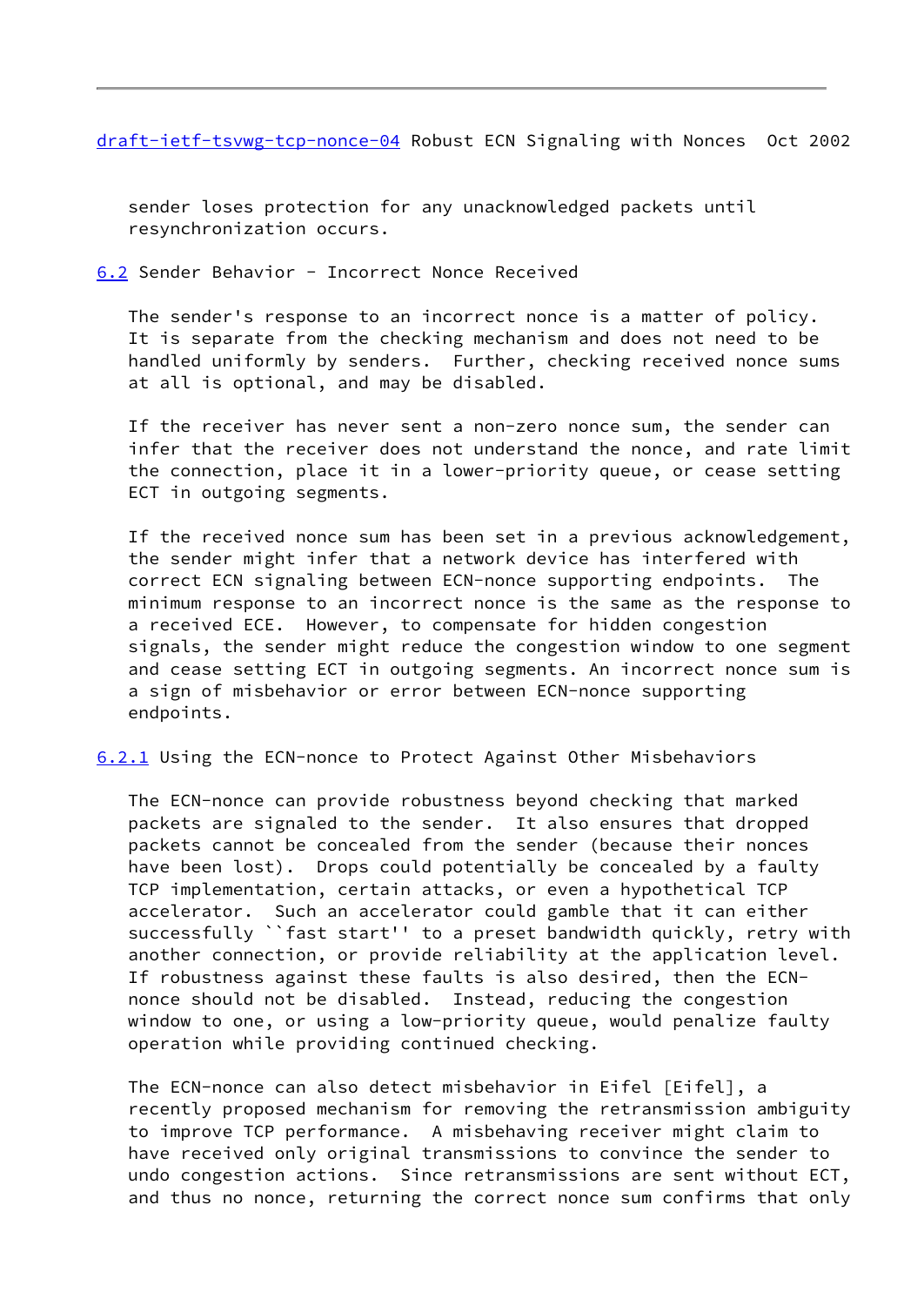sender loses protection for any unacknowledged packets until resynchronization occurs.

### 6.2 Sender Behavior - Incorrect Nonce Received

The sender's response to an incorrect nonce is a matter of policy. It is separate from the checking mechanism and does not need to be handled uniformly by senders. Further, checking received nonce sums at all is optional, and may be disabled.

If the receiver has never sent a non-zero nonce sum, the sender can infer that the receiver does not understand the nonce, and rate limit the connection, place it in a lower-priority queue, or cease setting ECT in outgoing segments.

If the received nonce sum has been set in a previous acknowledgement, the sender might infer that a network device has interfered with correct ECN signaling between ECN-nonce supporting endpoints. The minimum response to an incorrect nonce is the same as the response to a received ECE. However, to compensate for hidden congestion signals, the sender might reduce the congestion window to one segment and cease setting ECT in outgoing segments. An incorrect nonce sum is a sign of misbehavior or error between ECN-nonce supporting endpoints.

#### 6.2.1 Using the ECN-nonce to Protect Against Other Misbehaviors

The ECN-nonce can provide robustness beyond checking that marked packets are signaled to the sender. It also ensures that dropped packets cannot be concealed from the sender (because their nonces have been lost). Drops could potentially be concealed by a faulty TCP implementation, certain attacks, or even a hypothetical TCP accelerator. Such an accelerator could gamble that it can either successfully ``fast start'' to a preset bandwidth quickly, retry with another connection, or provide reliability at the application level. If robustness against these faults is also desired, then the ECN-nonce should not be disabled. Instead, reducing the congestion window to one, or using a low-priority queue, would penalize faulty operation while providing continued checking.

The ECN-nonce can also detect misbehavior in Eifel [Eifel], a recently proposed mechanism for removing the retransmission ambiguity to improve TCP performance. A misbehaving receiver might claim to have received only original transmissions to convince the sender to undo congestion actions. Since retransmissions are sent without ECT, and thus no nonce, returning the correct nonce sum confirms that only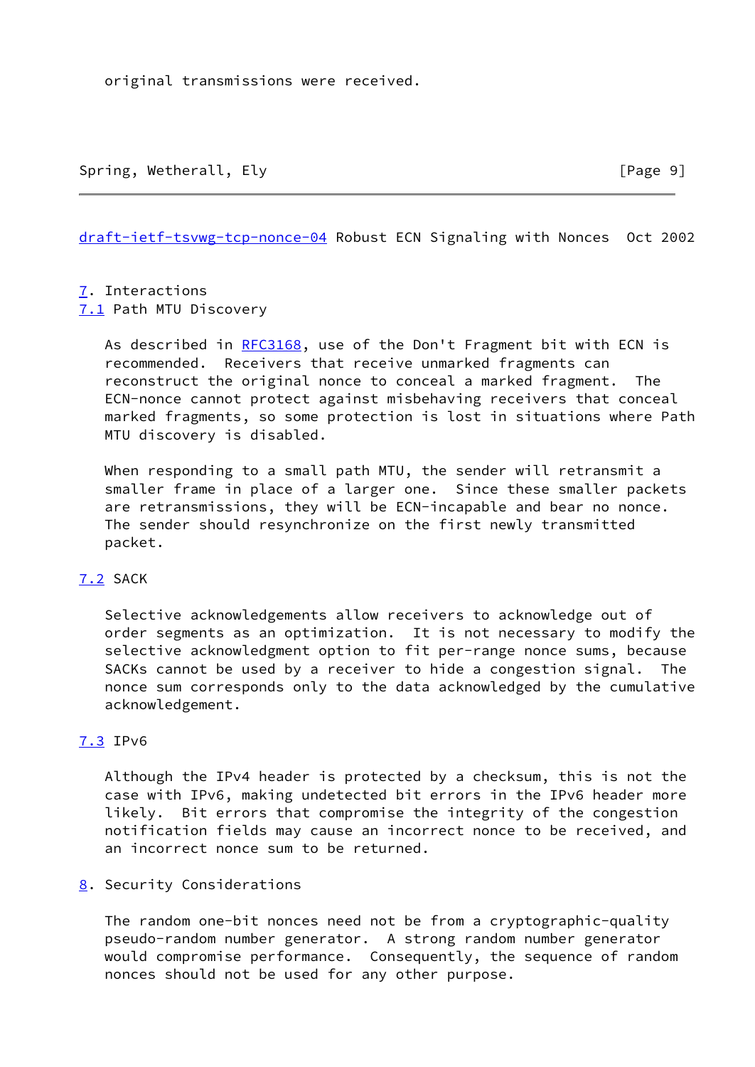original transmissions were received.

# 7. Interactions

## 7.1 Path MTU Discovery

As described in RFC3168, use of the Don't Fragment bit with ECN is recommended. Receivers that receive unmarked fragments can reconstruct the original nonce to conceal a marked fragment. The ECN-nonce cannot protect against misbehaving receivers that conceal marked fragments, so some protection is lost in situations where Path MTU discovery is disabled.

When responding to a small path MTU, the sender will retransmit a smaller frame in place of a larger one. Since these smaller packets are retransmissions, they will be ECN-incapable and bear no nonce. The sender should resynchronize on the first newly transmitted packet.

## 7.2 SACK

Selective acknowledgements allow receivers to acknowledge out of order segments as an optimization. It is not necessary to modify the selective acknowledgment option to fit per-range nonce sums, because SACKs cannot be used by a receiver to hide a congestion signal. The nonce sum corresponds only to the data acknowledged by the cumulative acknowledgement.

## 7.3 IPv6

Although the IPv4 header is protected by a checksum, this is not the case with IPv6, making undetected bit errors in the IPv6 header more likely. Bit errors that compromise the integrity of the congestion notification fields may cause an incorrect nonce to be received, and an incorrect nonce sum to be returned.

# 8. Security Considerations

The random one-bit nonces need not be from a cryptographic-quality pseudo-random number generator. A strong random number generator would compromise performance. Consequently, the sequence of random nonces should not be used for any other purpose.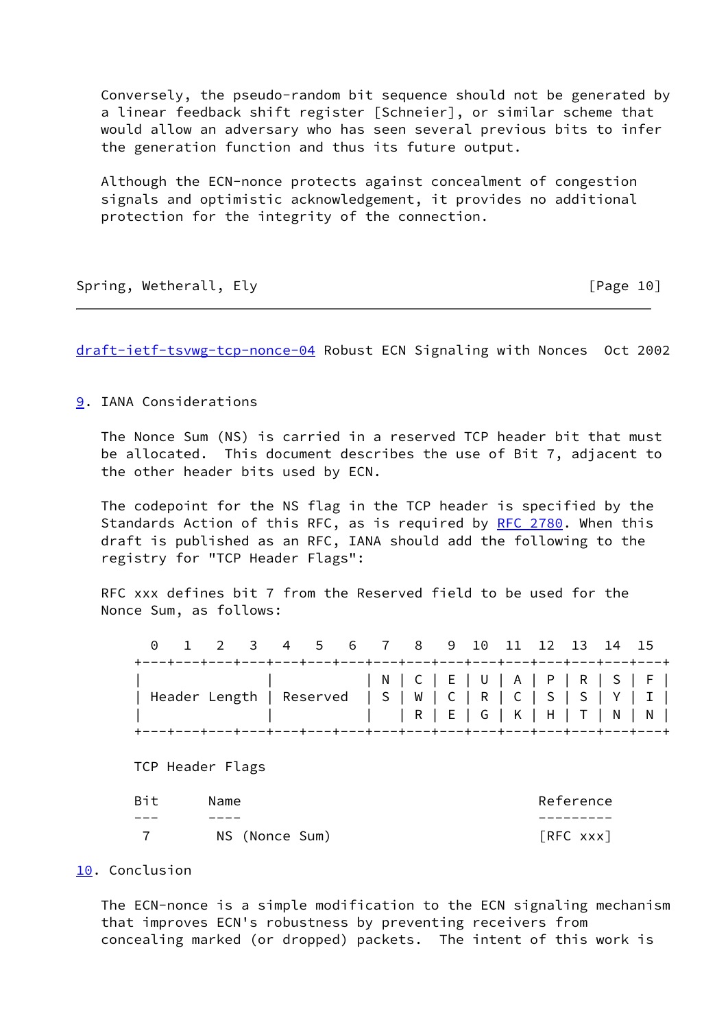Conversely, the pseudo-random bit sequence should not be generated by a linear feedback shift register [Schneier], or similar scheme that would allow an adversary who has seen several previous bits to infer the generation function and thus its future output.

Although the ECN-nonce protects against concealment of congestion signals and optimistic acknowledgement, it provides no additional protection for the integrity of the connection.

## 9. IANA Considerations

The Nonce Sum (NS) is carried in a reserved TCP header bit that must be allocated. This document describes the use of Bit 7, adjacent to the other header bits used by ECN.

The codepoint for the NS flag in the TCP header is specified by the Standards Action of this RFC, as is required by RFC 2780. When this draft is published as an RFC, IANA should add the following to the registry for "TCP Header Flags":

RFC xxx defines bit 7 from the Reserved field to be used for the Nonce Sum, as follows:

```
  0   1   2   3   4   5   6   7   8   9  10  11  12  13  14  15
+---+---+---+---+---+---+---+---+---+---+---+---+---+---+---+---+
|               |           | N | C | E | U | A | P | R | S | F |
| Header Length | Reserved  | S | W | C | R | C | S | S | Y | I |
|               |           |   | R | E | G | K | H | T | N | N |
+---+---+---+---+---+---+---+---+---+---+---+---+---+---+---+---+
```

TCP Header Flags

| Bit | Name | Reference |
|---|---|---|
| 7 | NS (Nonce Sum) | [RFC xxx] |

## 10. Conclusion

The ECN-nonce is a simple modification to the ECN signaling mechanism that improves ECN's robustness by preventing receivers from concealing marked (or dropped) packets. The intent of this work is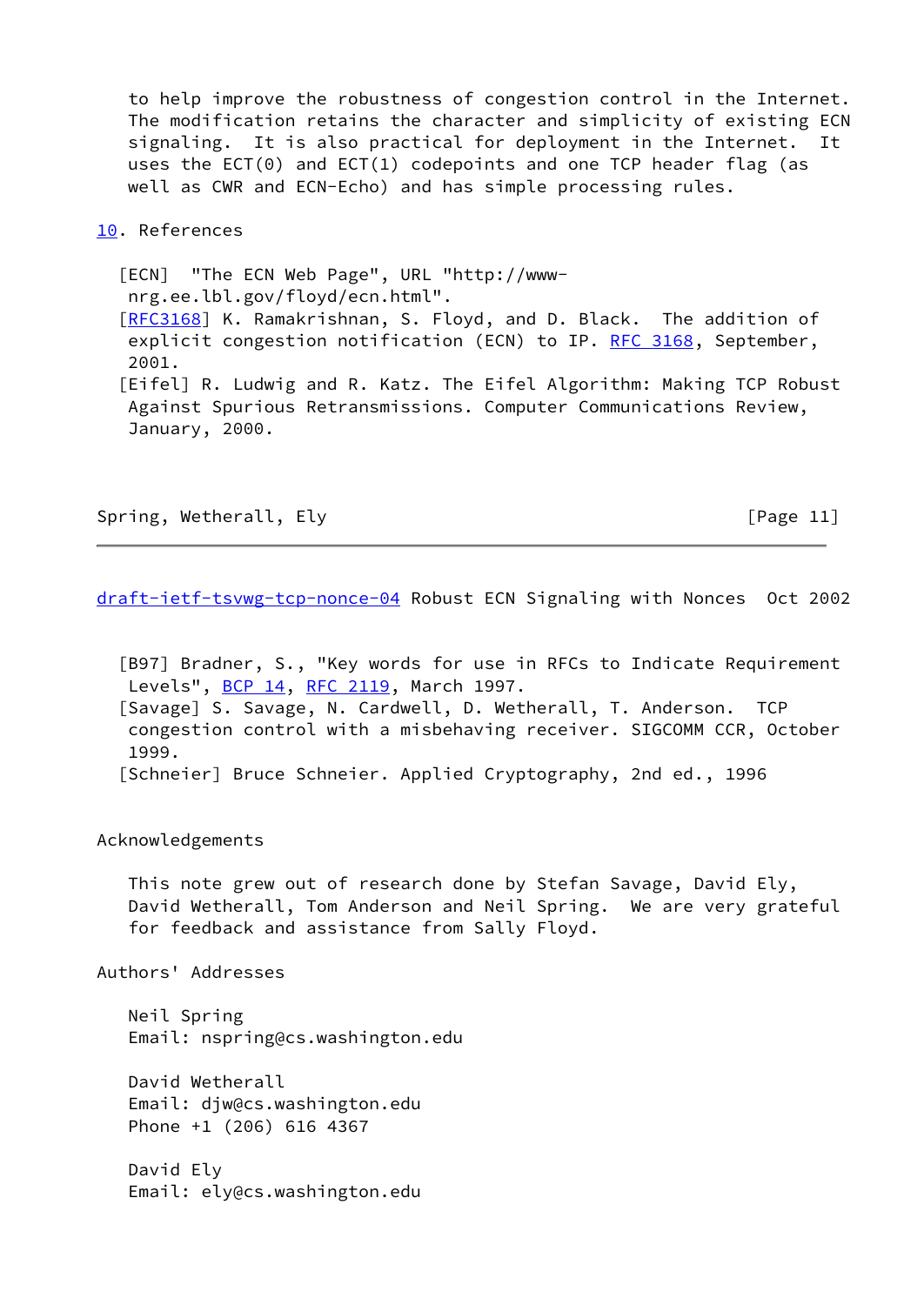to help improve the robustness of congestion control in the Internet. The modification retains the character and simplicity of existing ECN signaling. It is also practical for deployment in the Internet. It uses the ECT(0) and ECT(1) codepoints and one TCP header flag (as well as CWR and ECN-Echo) and has simple processing rules.

## 10. References

[ECN] "The ECN Web Page", URL "http://www-nrg.ee.lbl.gov/floyd/ecn.html".

[RFC3168] K. Ramakrishnan, S. Floyd, and D. Black. The addition of explicit congestion notification (ECN) to IP. RFC 3168, September, 2001.

[Eifel] R. Ludwig and R. Katz. The Eifel Algorithm: Making TCP Robust Against Spurious Retransmissions. Computer Communications Review, January, 2000.

[B97] Bradner, S., "Key words for use in RFCs to Indicate Requirement Levels", BCP 14, RFC 2119, March 1997.

[Savage] S. Savage, N. Cardwell, D. Wetherall, T. Anderson. TCP congestion control with a misbehaving receiver. SIGCOMM CCR, October 1999.

[Schneier] Bruce Schneier. Applied Cryptography, 2nd ed., 1996

## Acknowledgements

This note grew out of research done by Stefan Savage, David Ely, David Wetherall, Tom Anderson and Neil Spring. We are very grateful for feedback and assistance from Sally Floyd.

## Authors' Addresses

Neil Spring
Email: nspring@cs.washington.edu

David Wetherall
Email: djw@cs.washington.edu
Phone +1 (206) 616 4367

David Ely
Email: ely@cs.washington.edu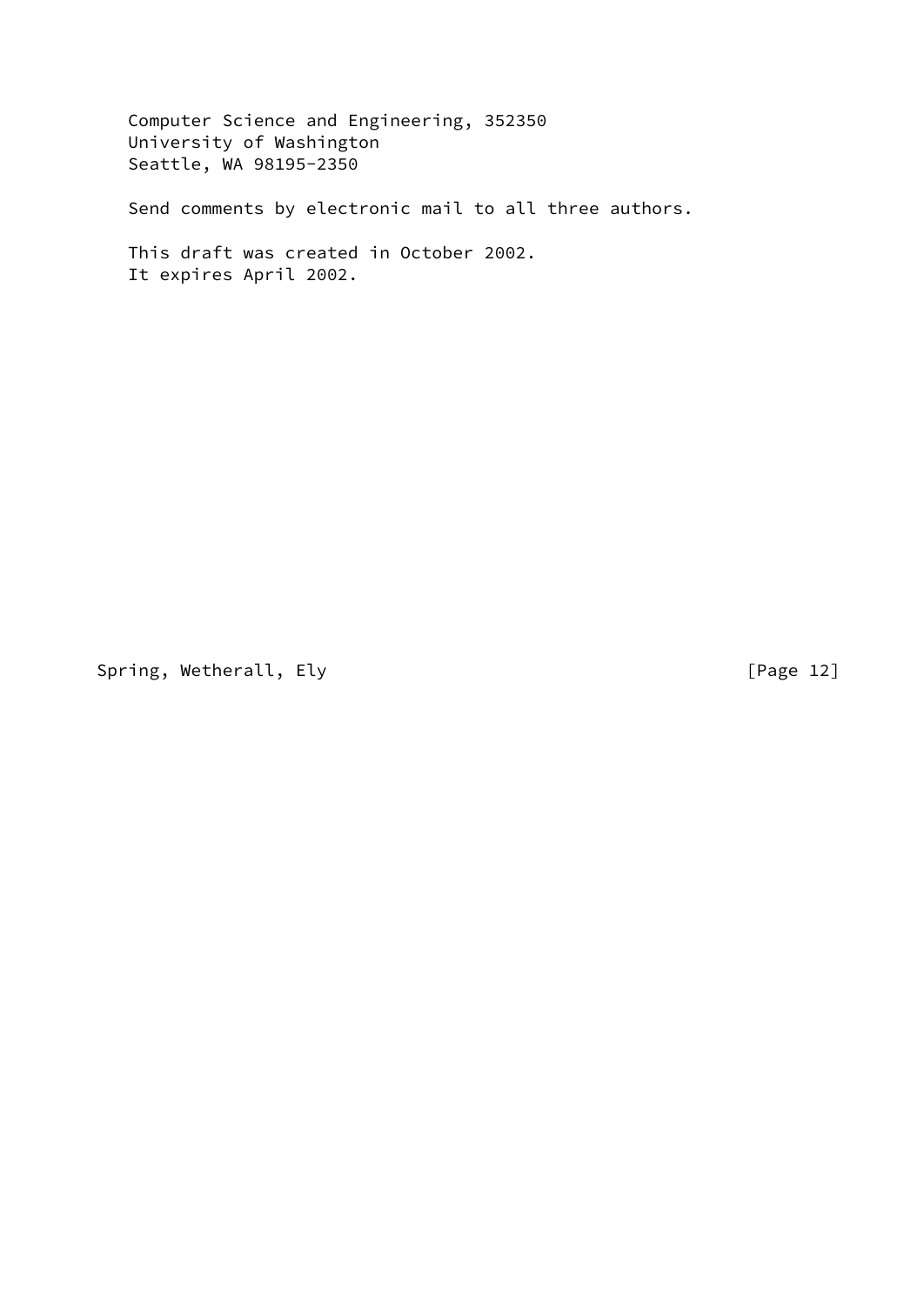Computer Science and Engineering, 352350
University of Washington
Seattle, WA 98195-2350

Send comments by electronic mail to all three authors.

This draft was created in October 2002.
It expires April 2002.